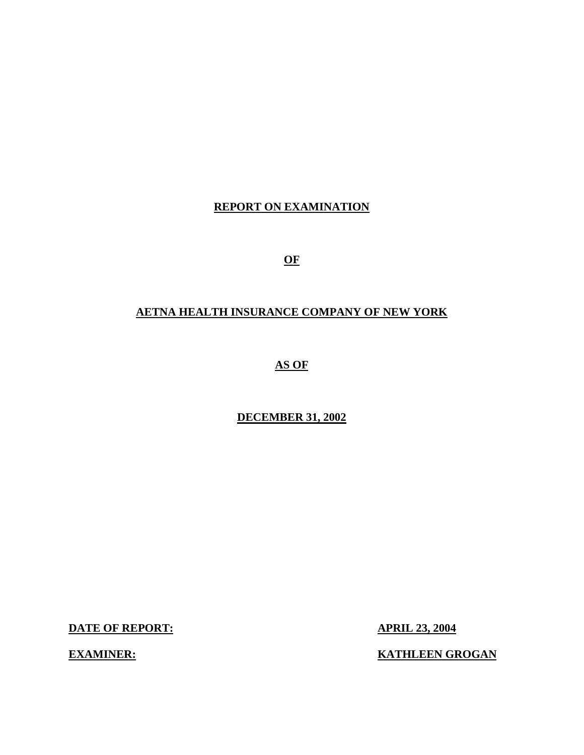**REPORT ON EXAMINATION**

**OF**

**AETNA HEALTH INSURANCE COMPANY OF NEW YORK**

**AS OF**

**DECEMBER 31, 2002**

**DATE OF REPORT:** **APRIL 23, 2004**

**EXAMINER:** **KATHLEEN GROGAN**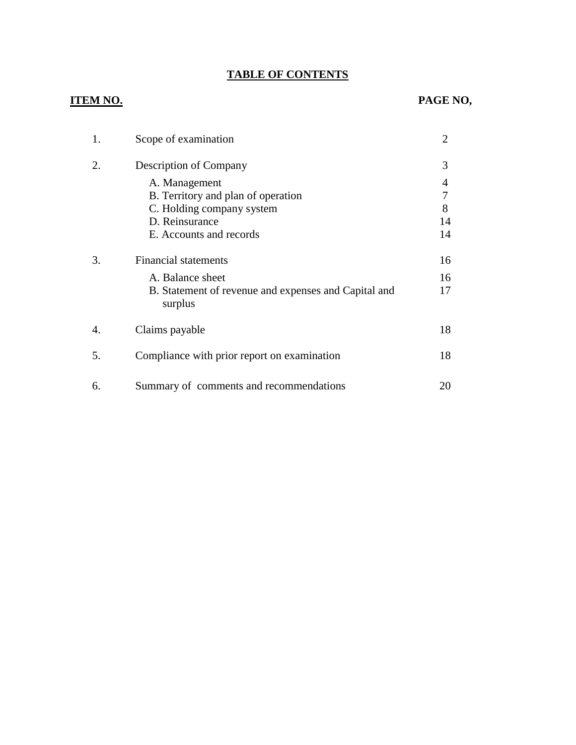# TABLE OF CONTENTS

| ITEM NO. | | PAGE NO, |
|---|---|---|
| 1. | Scope of examination | 2 |
| 2. | Description of Company | 3 |
| | A. Management | 4 |
| | B. Territory and plan of operation | 7 |
| | C. Holding company system | 8 |
| | D. Reinsurance | 14 |
| | E. Accounts and records | 14 |
| 3. | Financial statements | 16 |
| | A. Balance sheet | 16 |
| | B. Statement of revenue and expenses and Capital and surplus | 17 |
| 4. | Claims payable | 18 |
| 5. | Compliance with prior report on examination | 18 |
| 6. | Summary of comments and recommendations | 20 |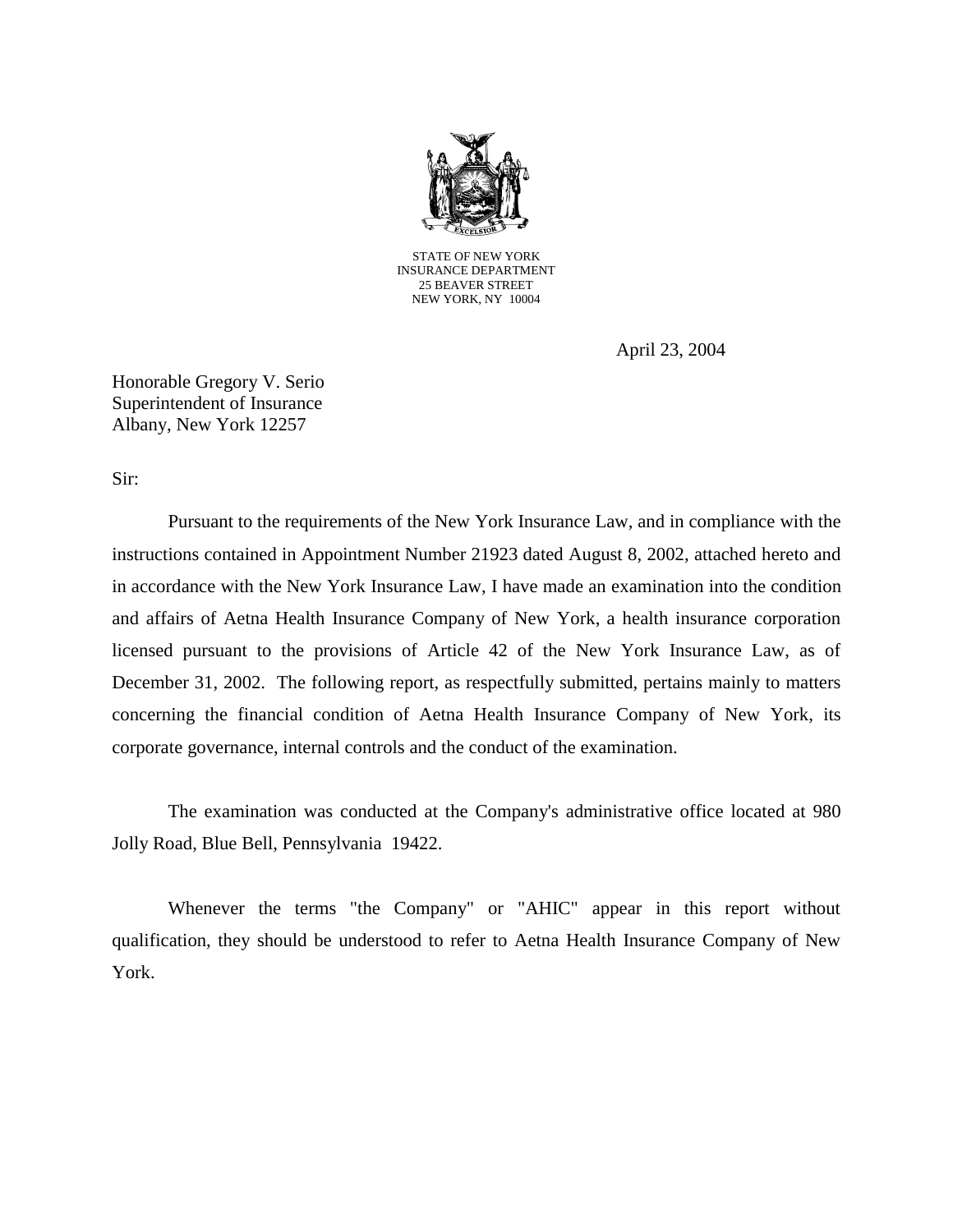STATE OF NEW YORK
INSURANCE DEPARTMENT
25 BEAVER STREET
NEW YORK, NY 10004

April 23, 2004

Honorable Gregory V. Serio
Superintendent of Insurance
Albany, New York 12257

Sir:

Pursuant to the requirements of the New York Insurance Law, and in compliance with the instructions contained in Appointment Number 21923 dated August 8, 2002, attached hereto and in accordance with the New York Insurance Law, I have made an examination into the condition and affairs of Aetna Health Insurance Company of New York, a health insurance corporation licensed pursuant to the provisions of Article 42 of the New York Insurance Law, as of December 31, 2002. The following report, as respectfully submitted, pertains mainly to matters concerning the financial condition of Aetna Health Insurance Company of New York, its corporate governance, internal controls and the conduct of the examination.

The examination was conducted at the Company's administrative office located at 980 Jolly Road, Blue Bell, Pennsylvania 19422.

Whenever the terms "the Company" or "AHIC" appear in this report without qualification, they should be understood to refer to Aetna Health Insurance Company of New York.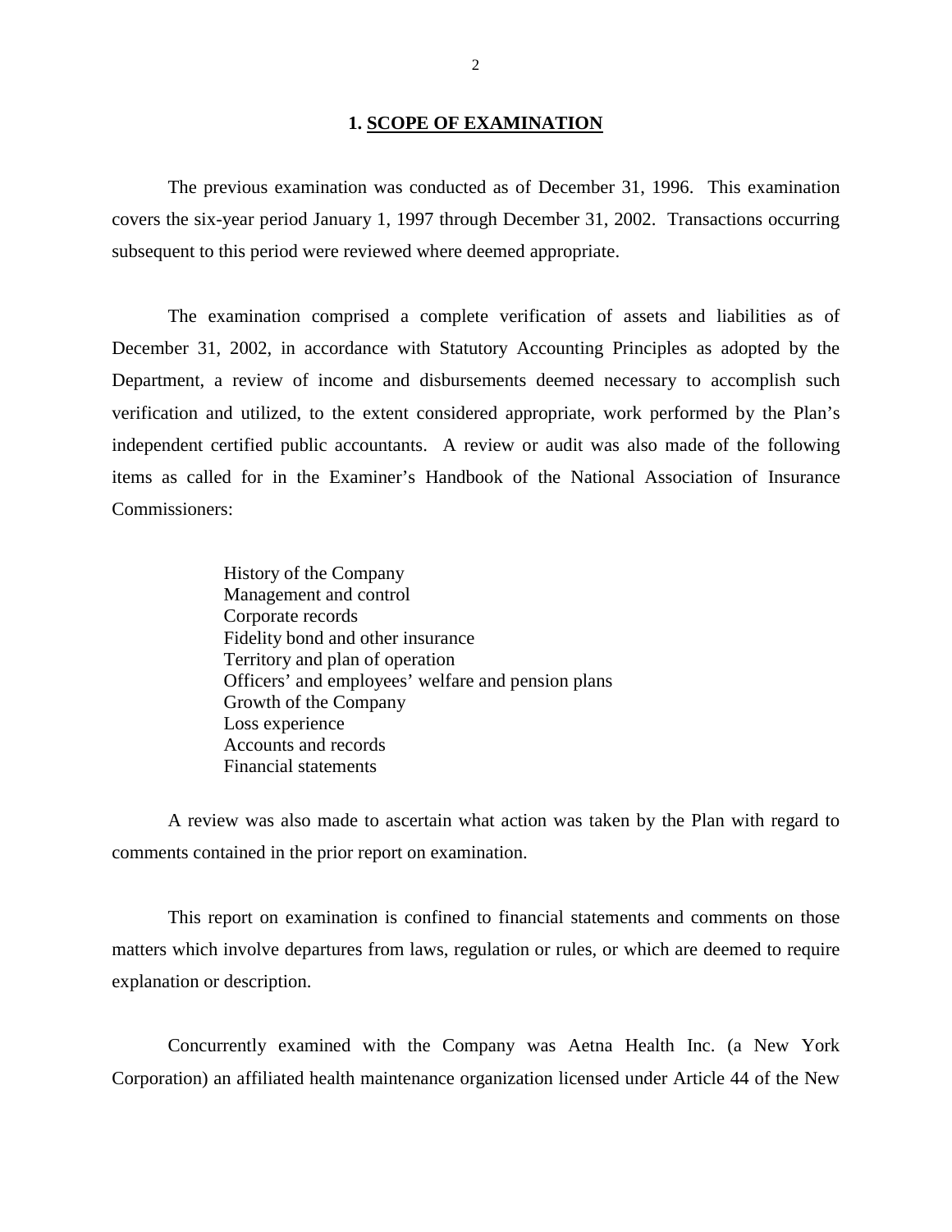## 1. SCOPE OF EXAMINATION

The previous examination was conducted as of December 31, 1996. This examination covers the six-year period January 1, 1997 through December 31, 2002. Transactions occurring subsequent to this period were reviewed where deemed appropriate.

The examination comprised a complete verification of assets and liabilities as of December 31, 2002, in accordance with Statutory Accounting Principles as adopted by the Department, a review of income and disbursements deemed necessary to accomplish such verification and utilized, to the extent considered appropriate, work performed by the Plan's independent certified public accountants. A review or audit was also made of the following items as called for in the Examiner's Handbook of the National Association of Insurance Commissioners:

- History of the Company
- Management and control
- Corporate records
- Fidelity bond and other insurance
- Territory and plan of operation
- Officers' and employees' welfare and pension plans
- Growth of the Company
- Loss experience
- Accounts and records
- Financial statements

A review was also made to ascertain what action was taken by the Plan with regard to comments contained in the prior report on examination.

This report on examination is confined to financial statements and comments on those matters which involve departures from laws, regulation or rules, or which are deemed to require explanation or description.

Concurrently examined with the Company was Aetna Health Inc. (a New York Corporation) an affiliated health maintenance organization licensed under Article 44 of the New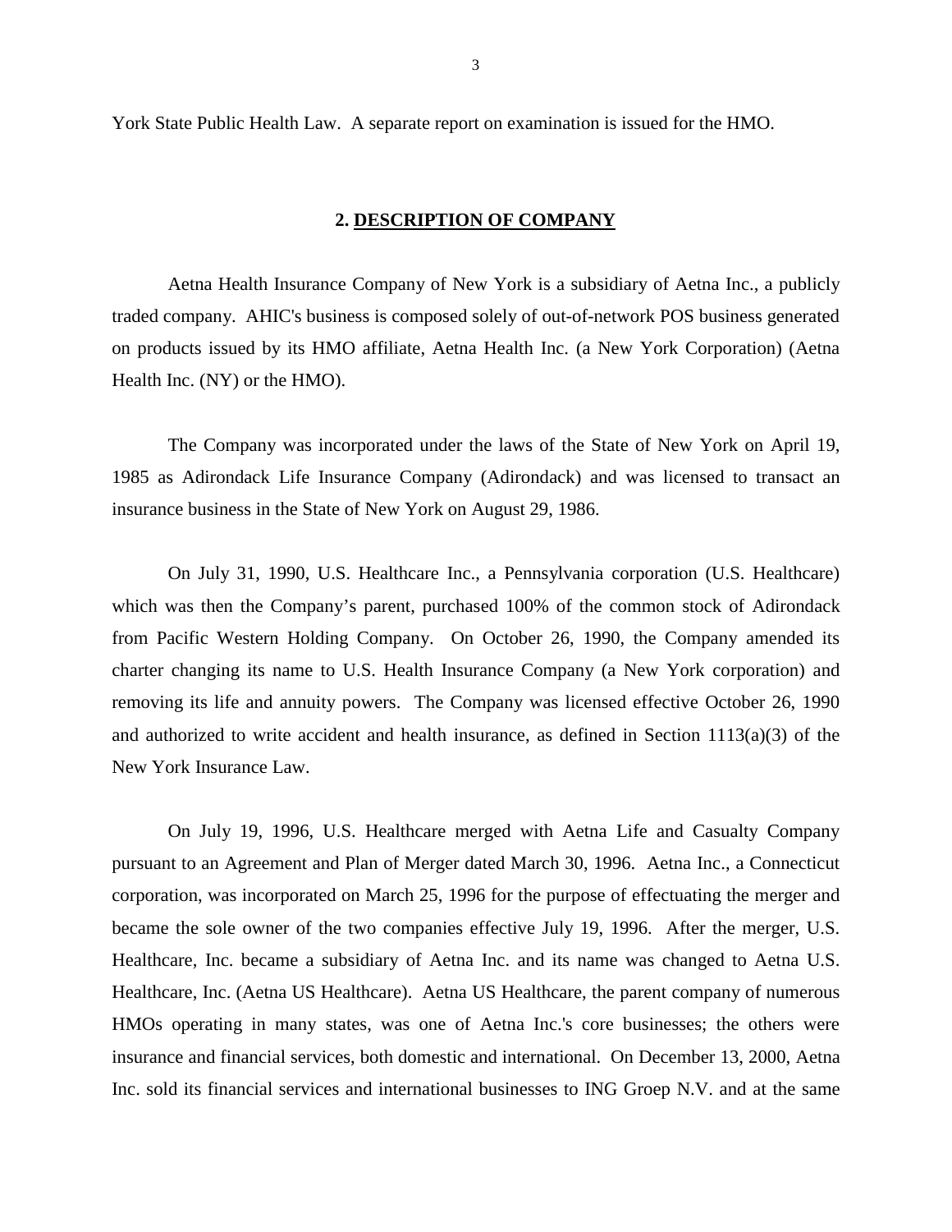York State Public Health Law. A separate report on examination is issued for the HMO.

## 2. DESCRIPTION OF COMPANY

Aetna Health Insurance Company of New York is a subsidiary of Aetna Inc., a publicly traded company. AHIC's business is composed solely of out-of-network POS business generated on products issued by its HMO affiliate, Aetna Health Inc. (a New York Corporation) (Aetna Health Inc. (NY) or the HMO).

The Company was incorporated under the laws of the State of New York on April 19, 1985 as Adirondack Life Insurance Company (Adirondack) and was licensed to transact an insurance business in the State of New York on August 29, 1986.

On July 31, 1990, U.S. Healthcare Inc., a Pennsylvania corporation (U.S. Healthcare) which was then the Company's parent, purchased 100% of the common stock of Adirondack from Pacific Western Holding Company. On October 26, 1990, the Company amended its charter changing its name to U.S. Health Insurance Company (a New York corporation) and removing its life and annuity powers. The Company was licensed effective October 26, 1990 and authorized to write accident and health insurance, as defined in Section 1113(a)(3) of the New York Insurance Law.

On July 19, 1996, U.S. Healthcare merged with Aetna Life and Casualty Company pursuant to an Agreement and Plan of Merger dated March 30, 1996. Aetna Inc., a Connecticut corporation, was incorporated on March 25, 1996 for the purpose of effectuating the merger and became the sole owner of the two companies effective July 19, 1996. After the merger, U.S. Healthcare, Inc. became a subsidiary of Aetna Inc. and its name was changed to Aetna U.S. Healthcare, Inc. (Aetna US Healthcare). Aetna US Healthcare, the parent company of numerous HMOs operating in many states, was one of Aetna Inc.'s core businesses; the others were insurance and financial services, both domestic and international. On December 13, 2000, Aetna Inc. sold its financial services and international businesses to ING Groep N.V. and at the same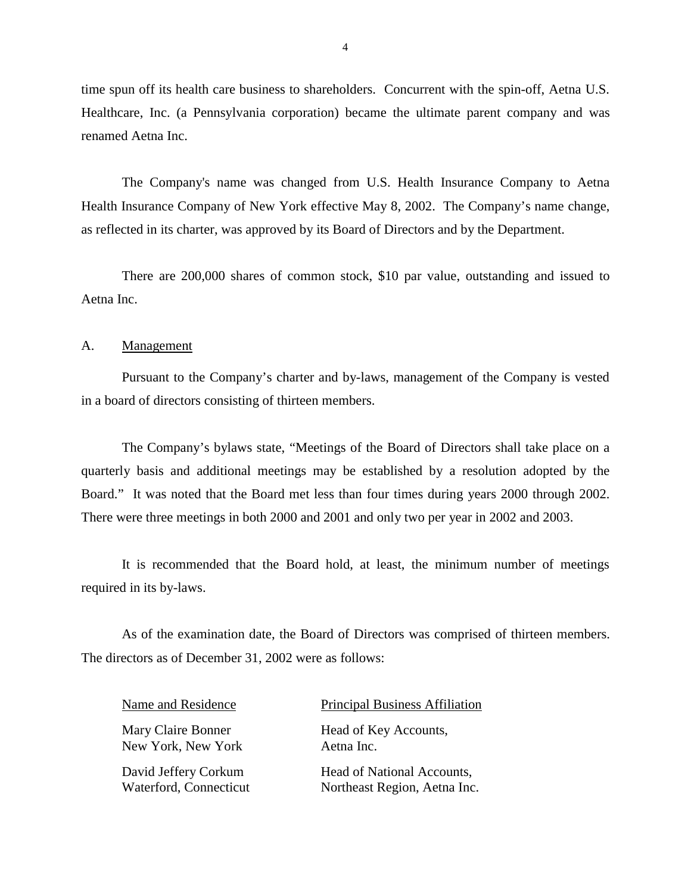time spun off its health care business to shareholders. Concurrent with the spin-off, Aetna U.S. Healthcare, Inc. (a Pennsylvania corporation) became the ultimate parent company and was renamed Aetna Inc.

The Company's name was changed from U.S. Health Insurance Company to Aetna Health Insurance Company of New York effective May 8, 2002. The Company's name change, as reflected in its charter, was approved by its Board of Directors and by the Department.

There are 200,000 shares of common stock, $10 par value, outstanding and issued to Aetna Inc.

## A. Management

Pursuant to the Company's charter and by-laws, management of the Company is vested in a board of directors consisting of thirteen members.

The Company's bylaws state, "Meetings of the Board of Directors shall take place on a quarterly basis and additional meetings may be established by a resolution adopted by the Board." It was noted that the Board met less than four times during years 2000 through 2002. There were three meetings in both 2000 and 2001 and only two per year in 2002 and 2003.

It is recommended that the Board hold, at least, the minimum number of meetings required in its by-laws.

As of the examination date, the Board of Directors was comprised of thirteen members. The directors as of December 31, 2002 were as follows:

| Name and Residence | Principal Business Affiliation |
|---|---|
| Mary Claire Bonner<br>New York, New York | Head of Key Accounts,<br>Aetna Inc. |
| David Jeffery Corkum<br>Waterford, Connecticut | Head of National Accounts,<br>Northeast Region, Aetna Inc. |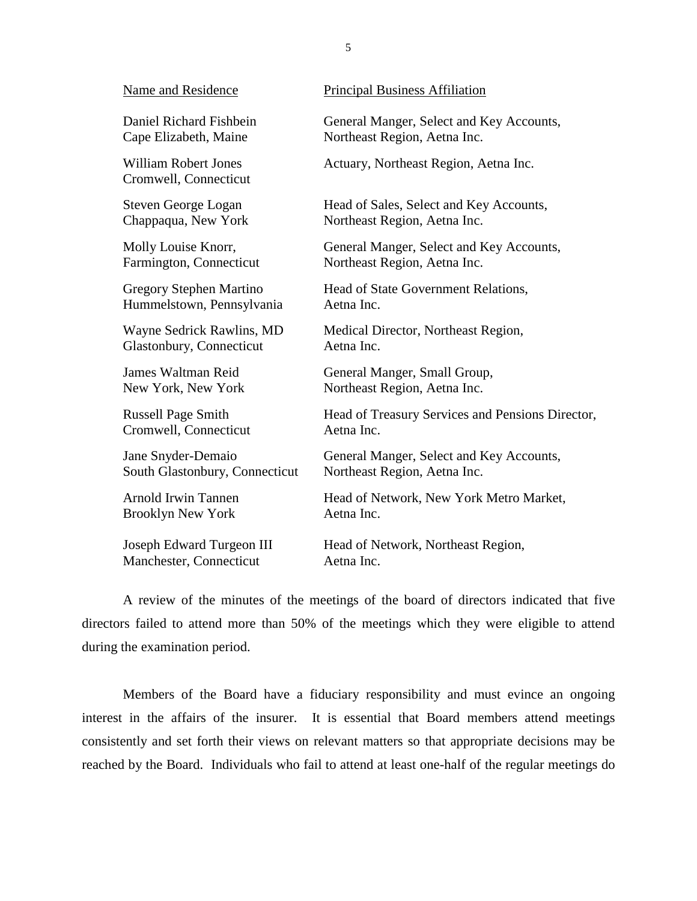| Name and Residence | Principal Business Affiliation |
|---|---|
| Daniel Richard Fishbein<br>Cape Elizabeth, Maine | General Manger, Select and Key Accounts,<br>Northeast Region, Aetna Inc. |
| William Robert Jones<br>Cromwell, Connecticut | Actuary, Northeast Region, Aetna Inc. |
| Steven George Logan<br>Chappaqua, New York | Head of Sales, Select and Key Accounts,<br>Northeast Region, Aetna Inc. |
| Molly Louise Knorr,<br>Farmington, Connecticut | General Manger, Select and Key Accounts,<br>Northeast Region, Aetna Inc. |
| Gregory Stephen Martino<br>Hummelstown, Pennsylvania | Head of State Government Relations,<br>Aetna Inc. |
| Wayne Sedrick Rawlins, MD<br>Glastonbury, Connecticut | Medical Director, Northeast Region,<br>Aetna Inc. |
| James Waltman Reid<br>New York, New York | General Manger, Small Group,<br>Northeast Region, Aetna Inc. |
| Russell Page Smith<br>Cromwell, Connecticut | Head of Treasury Services and Pensions Director,<br>Aetna Inc. |
| Jane Snyder-Demaio<br>South Glastonbury, Connecticut | General Manger, Select and Key Accounts,<br>Northeast Region, Aetna Inc. |
| Arnold Irwin Tannen<br>Brooklyn New York | Head of Network, New York Metro Market,<br>Aetna Inc. |
| Joseph Edward Turgeon III<br>Manchester, Connecticut | Head of Network, Northeast Region,<br>Aetna Inc. |

A review of the minutes of the meetings of the board of directors indicated that five directors failed to attend more than 50% of the meetings which they were eligible to attend during the examination period.

Members of the Board have a fiduciary responsibility and must evince an ongoing interest in the affairs of the insurer. It is essential that Board members attend meetings consistently and set forth their views on relevant matters so that appropriate decisions may be reached by the Board. Individuals who fail to attend at least one-half of the regular meetings do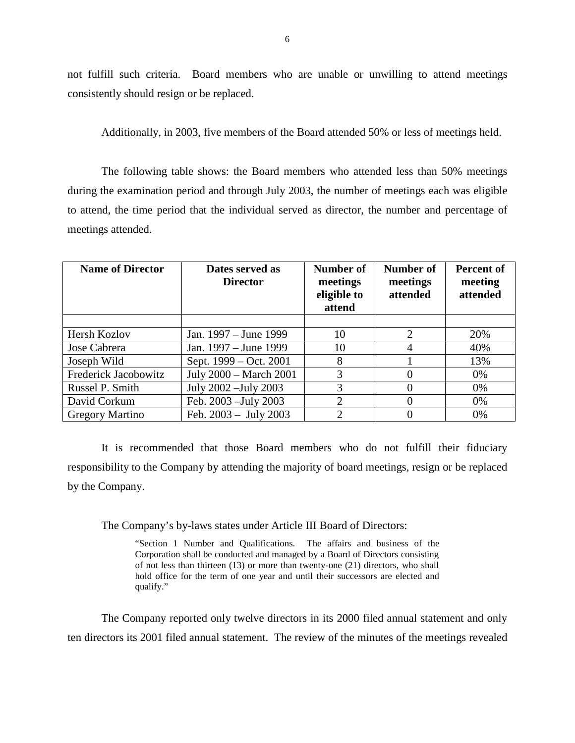not fulfill such criteria. Board members who are unable or unwilling to attend meetings consistently should resign or be replaced.

Additionally, in 2003, five members of the Board attended 50% or less of meetings held.

The following table shows: the Board members who attended less than 50% meetings during the examination period and through July 2003, the number of meetings each was eligible to attend, the time period that the individual served as director, the number and percentage of meetings attended.

| Name of Director | Dates served as Director | Number of meetings eligible to attend | Number of meetings attended | Percent of meeting attended |
|---|---|---|---|---|
| | | | | |
| Hersh Kozlov | Jan. 1997 – June 1999 | 10 | 2 | 20% |
| Jose Cabrera | Jan. 1997 – June 1999 | 10 | 4 | 40% |
| Joseph Wild | Sept. 1999 – Oct. 2001 | 8 | 1 | 13% |
| Frederick Jacobowitz | July 2000 – March 2001 | 3 | 0 | 0% |
| Russel P. Smith | July 2002 –July 2003 | 3 | 0 | 0% |
| David Corkum | Feb. 2003 –July 2003 | 2 | 0 | 0% |
| Gregory Martino | Feb. 2003 – July 2003 | 2 | 0 | 0% |

It is recommended that those Board members who do not fulfill their fiduciary responsibility to the Company by attending the majority of board meetings, resign or be replaced by the Company.

The Company's by-laws states under Article III Board of Directors:

> "Section 1 Number and Qualifications. The affairs and business of the Corporation shall be conducted and managed by a Board of Directors consisting of not less than thirteen (13) or more than twenty-one (21) directors, who shall hold office for the term of one year and until their successors are elected and qualify."

The Company reported only twelve directors in its 2000 filed annual statement and only ten directors its 2001 filed annual statement. The review of the minutes of the meetings revealed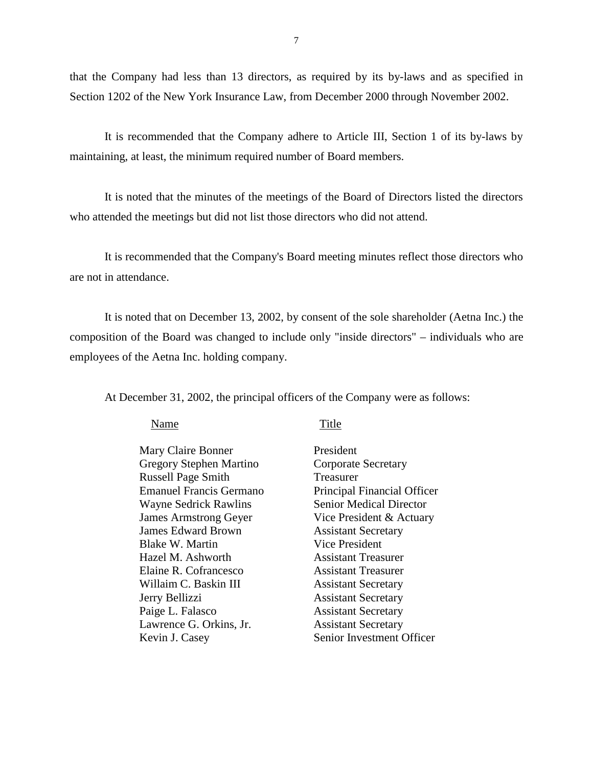that the Company had less than 13 directors, as required by its by-laws and as specified in Section 1202 of the New York Insurance Law, from December 2000 through November 2002.

It is recommended that the Company adhere to Article III, Section 1 of its by-laws by maintaining, at least, the minimum required number of Board members.

It is noted that the minutes of the meetings of the Board of Directors listed the directors who attended the meetings but did not list those directors who did not attend.

It is recommended that the Company's Board meeting minutes reflect those directors who are not in attendance.

It is noted that on December 13, 2002, by consent of the sole shareholder (Aetna Inc.) the composition of the Board was changed to include only "inside directors" – individuals who are employees of the Aetna Inc. holding company.

At December 31, 2002, the principal officers of the Company were as follows:

| Name | Title |
|---|---|
| Mary Claire Bonner | President |
| Gregory Stephen Martino | Corporate Secretary |
| Russell Page Smith | Treasurer |
| Emanuel Francis Germano | Principal Financial Officer |
| Wayne Sedrick Rawlins | Senior Medical Director |
| James Armstrong Geyer | Vice President & Actuary |
| James Edward Brown | Assistant Secretary |
| Blake W. Martin | Vice President |
| Hazel M. Ashworth | Assistant Treasurer |
| Elaine R. Cofrancesco | Assistant Treasurer |
| Willaim C. Baskin III | Assistant Secretary |
| Jerry Bellizzi | Assistant Secretary |
| Paige L. Falasco | Assistant Secretary |
| Lawrence G. Orkins, Jr. | Assistant Secretary |
| Kevin J. Casey | Senior Investment Officer |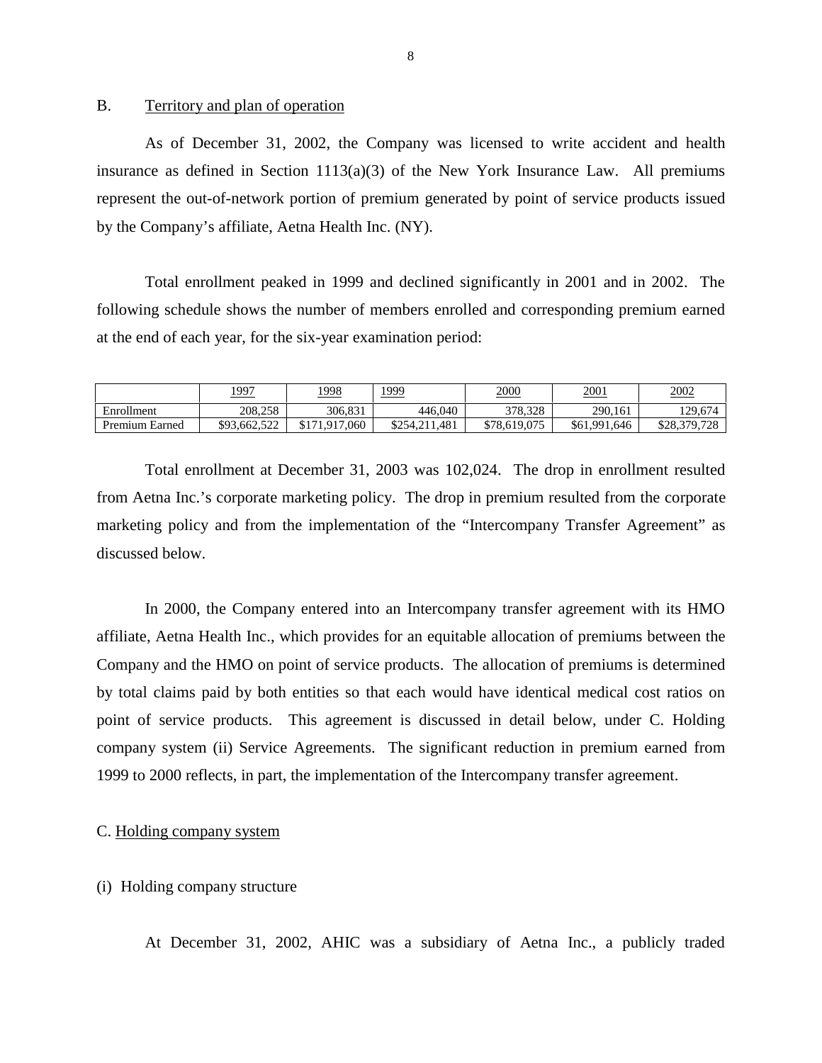## B. Territory and plan of operation

As of December 31, 2002, the Company was licensed to write accident and health insurance as defined in Section 1113(a)(3) of the New York Insurance Law. All premiums represent the out-of-network portion of premium generated by point of service products issued by the Company's affiliate, Aetna Health Inc. (NY).

Total enrollment peaked in 1999 and declined significantly in 2001 and in 2002. The following schedule shows the number of members enrolled and corresponding premium earned at the end of each year, for the six-year examination period:

| | 1997 | 1998 | 1999 | 2000 | 2001 | 2002 |
|---|---|---|---|---|---|---|
| Enrollment | 208,258 | 306,831 | 446,040 | 378,328 | 290,161 | 129,674 |
| Premium Earned | $93,662,522 | $171,917,060 | $254,211,481 | $78,619,075 | $61,991,646 | $28,379,728 |

Total enrollment at December 31, 2003 was 102,024. The drop in enrollment resulted from Aetna Inc.'s corporate marketing policy. The drop in premium resulted from the corporate marketing policy and from the implementation of the "Intercompany Transfer Agreement" as discussed below.

In 2000, the Company entered into an Intercompany transfer agreement with its HMO affiliate, Aetna Health Inc., which provides for an equitable allocation of premiums between the Company and the HMO on point of service products. The allocation of premiums is determined by total claims paid by both entities so that each would have identical medical cost ratios on point of service products. This agreement is discussed in detail below, under C. Holding company system (ii) Service Agreements. The significant reduction in premium earned from 1999 to 2000 reflects, in part, the implementation of the Intercompany transfer agreement.

## C. Holding company system

### (i) Holding company structure

At December 31, 2002, AHIC was a subsidiary of Aetna Inc., a publicly traded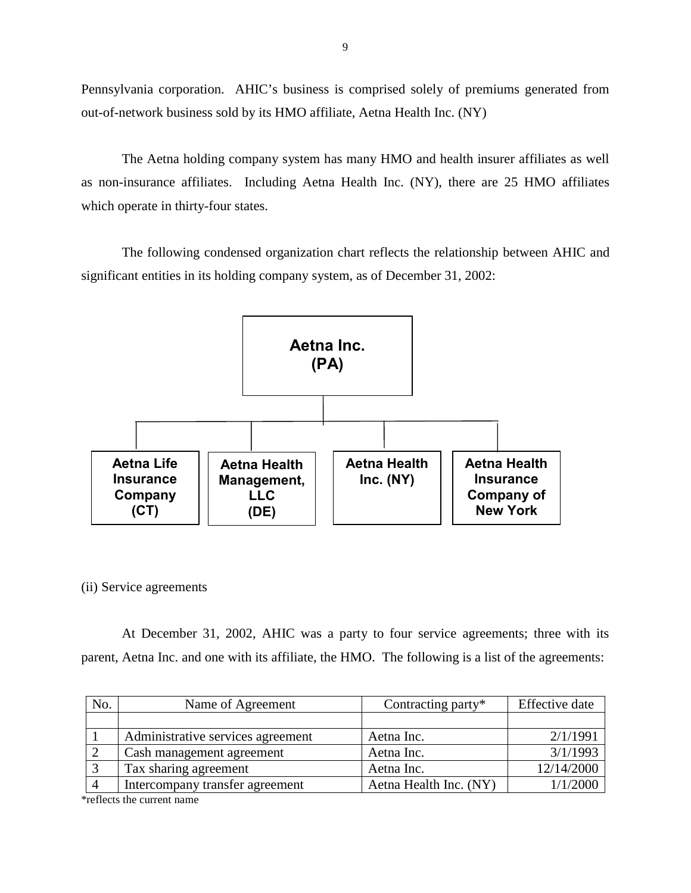Pennsylvania corporation. AHIC's business is comprised solely of premiums generated from out-of-network business sold by its HMO affiliate, Aetna Health Inc. (NY)

The Aetna holding company system has many HMO and health insurer affiliates as well as non-insurance affiliates. Including Aetna Health Inc. (NY), there are 25 HMO affiliates which operate in thirty-four states.

The following condensed organization chart reflects the relationship between AHIC and significant entities in its holding company system, as of December 31, 2002:

**Aetna Inc. (PA)**

- **Aetna Life Insurance Company (CT)**
- **Aetna Health Management, LLC (DE)**
- **Aetna Health Inc. (NY)**
- **Aetna Health Insurance Company of New York**

(ii) Service agreements

At December 31, 2002, AHIC was a party to four service agreements; three with its parent, Aetna Inc. and one with its affiliate, the HMO. The following is a list of the agreements:

| No. | Name of Agreement | Contracting party* | Effective date |
|---|---|---|---|
| | | | |
| 1 | Administrative services agreement | Aetna Inc. | 2/1/1991 |
| 2 | Cash management agreement | Aetna Inc. | 3/1/1993 |
| 3 | Tax sharing agreement | Aetna Inc. | 12/14/2000 |
| 4 | Intercompany transfer agreement | Aetna Health Inc. (NY) | 1/1/2000 |

*reflects the current name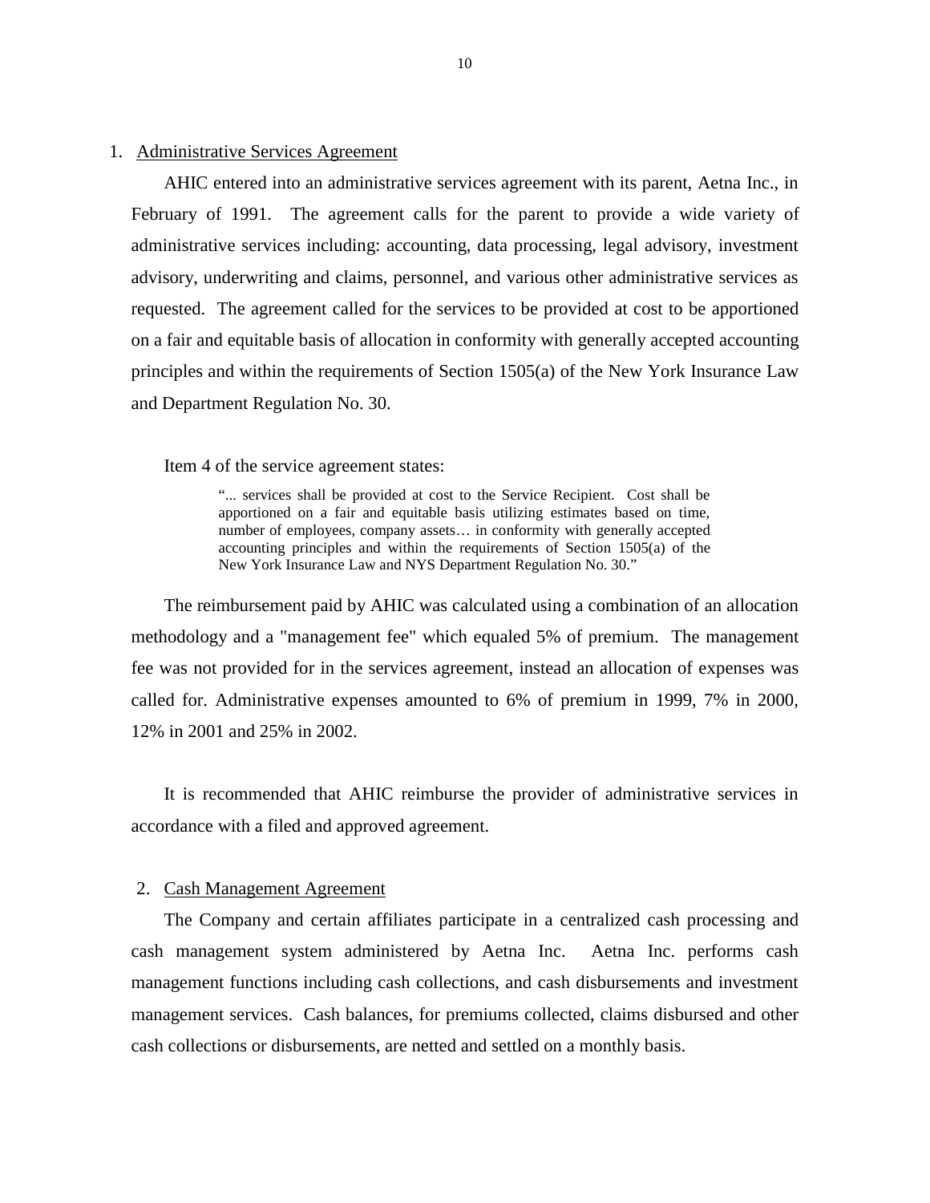1. Administrative Services Agreement

AHIC entered into an administrative services agreement with its parent, Aetna Inc., in February of 1991. The agreement calls for the parent to provide a wide variety of administrative services including: accounting, data processing, legal advisory, investment advisory, underwriting and claims, personnel, and various other administrative services as requested. The agreement called for the services to be provided at cost to be apportioned on a fair and equitable basis of allocation in conformity with generally accepted accounting principles and within the requirements of Section 1505(a) of the New York Insurance Law and Department Regulation No. 30.

Item 4 of the service agreement states:

> "... services shall be provided at cost to the Service Recipient. Cost shall be apportioned on a fair and equitable basis utilizing estimates based on time, number of employees, company assets… in conformity with generally accepted accounting principles and within the requirements of Section 1505(a) of the New York Insurance Law and NYS Department Regulation No. 30."

The reimbursement paid by AHIC was calculated using a combination of an allocation methodology and a "management fee" which equaled 5% of premium. The management fee was not provided for in the services agreement, instead an allocation of expenses was called for. Administrative expenses amounted to 6% of premium in 1999, 7% in 2000, 12% in 2001 and 25% in 2002.

It is recommended that AHIC reimburse the provider of administrative services in accordance with a filed and approved agreement.

2. Cash Management Agreement

The Company and certain affiliates participate in a centralized cash processing and cash management system administered by Aetna Inc. Aetna Inc. performs cash management functions including cash collections, and cash disbursements and investment management services. Cash balances, for premiums collected, claims disbursed and other cash collections or disbursements, are netted and settled on a monthly basis.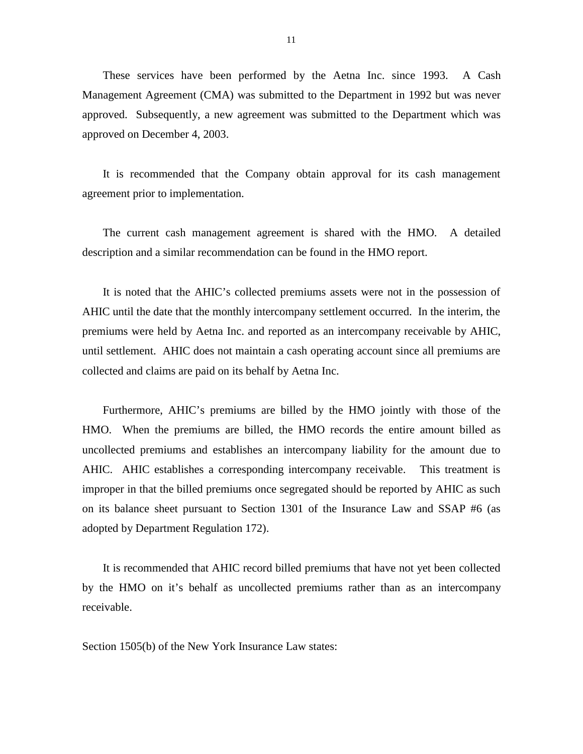These services have been performed by the Aetna Inc. since 1993. A Cash Management Agreement (CMA) was submitted to the Department in 1992 but was never approved. Subsequently, a new agreement was submitted to the Department which was approved on December 4, 2003.

It is recommended that the Company obtain approval for its cash management agreement prior to implementation.

The current cash management agreement is shared with the HMO. A detailed description and a similar recommendation can be found in the HMO report.

It is noted that the AHIC's collected premiums assets were not in the possession of AHIC until the date that the monthly intercompany settlement occurred. In the interim, the premiums were held by Aetna Inc. and reported as an intercompany receivable by AHIC, until settlement. AHIC does not maintain a cash operating account since all premiums are collected and claims are paid on its behalf by Aetna Inc.

Furthermore, AHIC's premiums are billed by the HMO jointly with those of the HMO. When the premiums are billed, the HMO records the entire amount billed as uncollected premiums and establishes an intercompany liability for the amount due to AHIC. AHIC establishes a corresponding intercompany receivable. This treatment is improper in that the billed premiums once segregated should be reported by AHIC as such on its balance sheet pursuant to Section 1301 of the Insurance Law and SSAP #6 (as adopted by Department Regulation 172).

It is recommended that AHIC record billed premiums that have not yet been collected by the HMO on it's behalf as uncollected premiums rather than as an intercompany receivable.

Section 1505(b) of the New York Insurance Law states: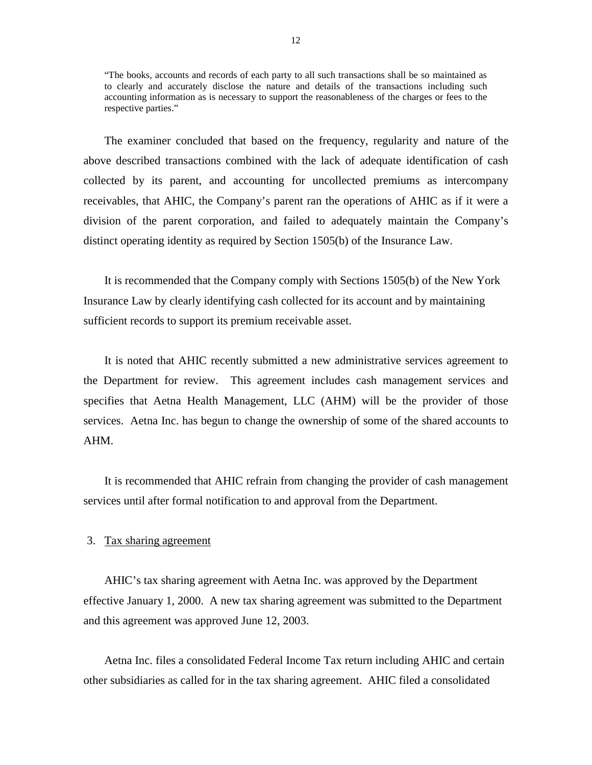> "The books, accounts and records of each party to all such transactions shall be so maintained as to clearly and accurately disclose the nature and details of the transactions including such accounting information as is necessary to support the reasonableness of the charges or fees to the respective parties."

The examiner concluded that based on the frequency, regularity and nature of the above described transactions combined with the lack of adequate identification of cash collected by its parent, and accounting for uncollected premiums as intercompany receivables, that AHIC, the Company's parent ran the operations of AHIC as if it were a division of the parent corporation, and failed to adequately maintain the Company's distinct operating identity as required by Section 1505(b) of the Insurance Law.

It is recommended that the Company comply with Sections 1505(b) of the New York Insurance Law by clearly identifying cash collected for its account and by maintaining sufficient records to support its premium receivable asset.

It is noted that AHIC recently submitted a new administrative services agreement to the Department for review. This agreement includes cash management services and specifies that Aetna Health Management, LLC (AHM) will be the provider of those services. Aetna Inc. has begun to change the ownership of some of the shared accounts to AHM.

It is recommended that AHIC refrain from changing the provider of cash management services until after formal notification to and approval from the Department.

3. Tax sharing agreement

AHIC's tax sharing agreement with Aetna Inc. was approved by the Department effective January 1, 2000. A new tax sharing agreement was submitted to the Department and this agreement was approved June 12, 2003.

Aetna Inc. files a consolidated Federal Income Tax return including AHIC and certain other subsidiaries as called for in the tax sharing agreement. AHIC filed a consolidated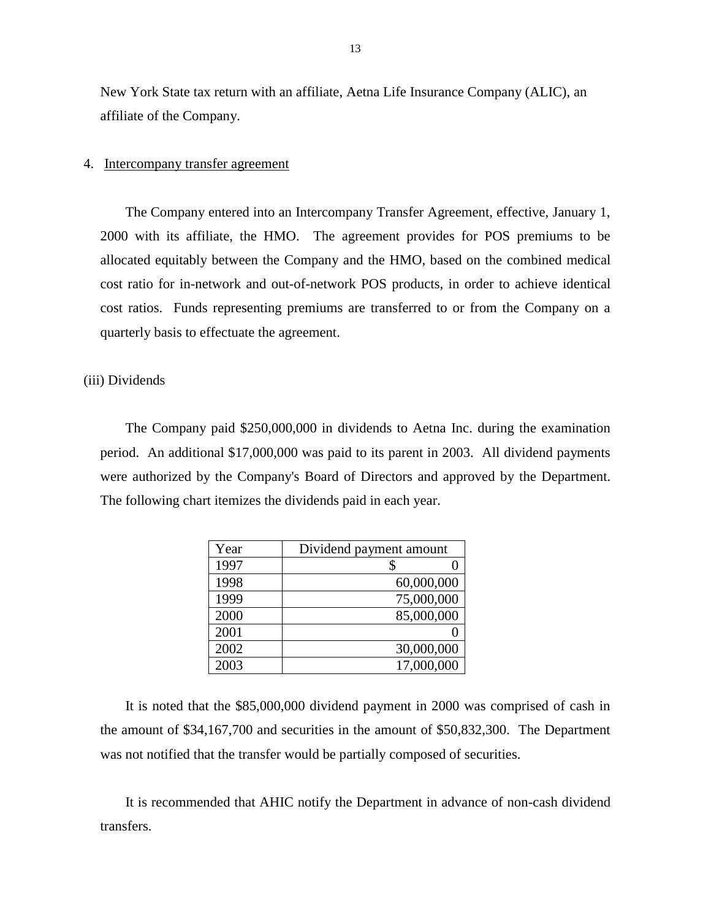New York State tax return with an affiliate, Aetna Life Insurance Company (ALIC), an affiliate of the Company.

4. Intercompany transfer agreement

The Company entered into an Intercompany Transfer Agreement, effective, January 1, 2000 with its affiliate, the HMO. The agreement provides for POS premiums to be allocated equitably between the Company and the HMO, based on the combined medical cost ratio for in-network and out-of-network POS products, in order to achieve identical cost ratios. Funds representing premiums are transferred to or from the Company on a quarterly basis to effectuate the agreement.

(iii) Dividends

The Company paid $250,000,000 in dividends to Aetna Inc. during the examination period. An additional $17,000,000 was paid to its parent in 2003. All dividend payments were authorized by the Company's Board of Directors and approved by the Department. The following chart itemizes the dividends paid in each year.

| Year | Dividend payment amount |
|---|---|
| 1997 | $ 0 |
| 1998 | 60,000,000 |
| 1999 | 75,000,000 |
| 2000 | 85,000,000 |
| 2001 | 0 |
| 2002 | 30,000,000 |
| 2003 | 17,000,000 |

It is noted that the $85,000,000 dividend payment in 2000 was comprised of cash in the amount of $34,167,700 and securities in the amount of $50,832,300. The Department was not notified that the transfer would be partially composed of securities.

It is recommended that AHIC notify the Department in advance of non-cash dividend transfers.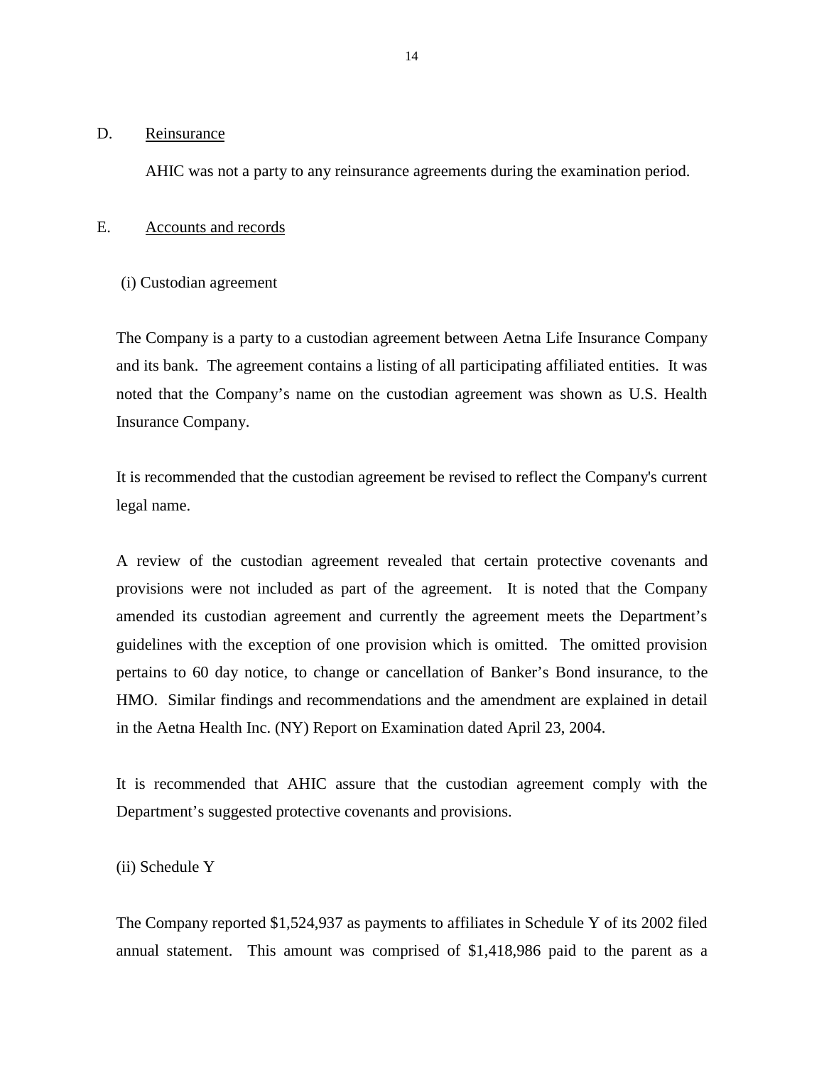## D. Reinsurance

AHIC was not a party to any reinsurance agreements during the examination period.

## E. Accounts and records

(i) Custodian agreement

The Company is a party to a custodian agreement between Aetna Life Insurance Company and its bank. The agreement contains a listing of all participating affiliated entities. It was noted that the Company's name on the custodian agreement was shown as U.S. Health Insurance Company.

It is recommended that the custodian agreement be revised to reflect the Company's current legal name.

A review of the custodian agreement revealed that certain protective covenants and provisions were not included as part of the agreement. It is noted that the Company amended its custodian agreement and currently the agreement meets the Department's guidelines with the exception of one provision which is omitted. The omitted provision pertains to 60 day notice, to change or cancellation of Banker's Bond insurance, to the HMO. Similar findings and recommendations and the amendment are explained in detail in the Aetna Health Inc. (NY) Report on Examination dated April 23, 2004.

It is recommended that AHIC assure that the custodian agreement comply with the Department's suggested protective covenants and provisions.

(ii) Schedule Y

The Company reported $1,524,937 as payments to affiliates in Schedule Y of its 2002 filed annual statement. This amount was comprised of $1,418,986 paid to the parent as a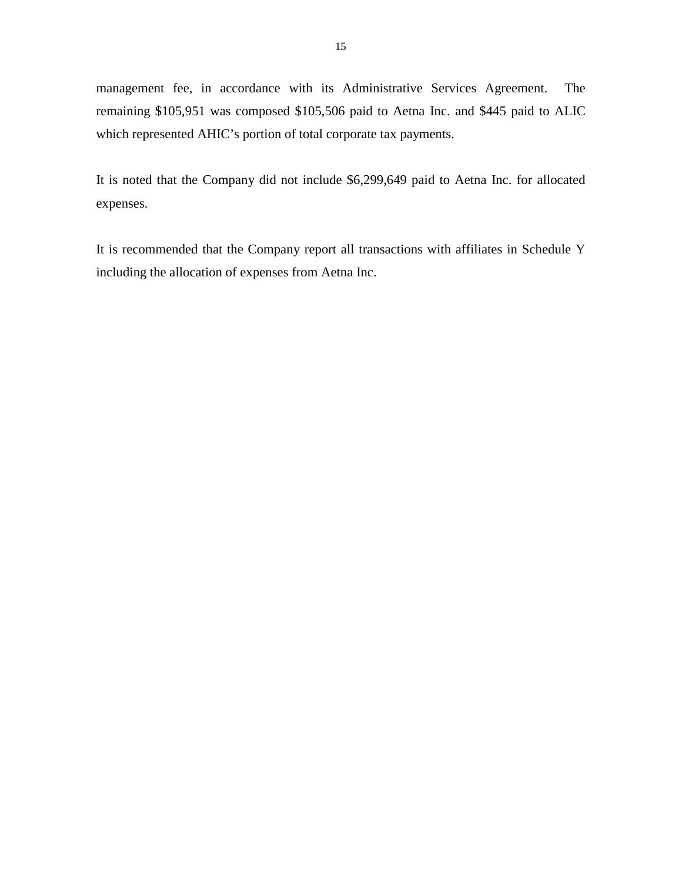management fee, in accordance with its Administrative Services Agreement. The remaining $105,951 was composed $105,506 paid to Aetna Inc. and $445 paid to ALIC which represented AHIC's portion of total corporate tax payments.

It is noted that the Company did not include $6,299,649 paid to Aetna Inc. for allocated expenses.

It is recommended that the Company report all transactions with affiliates in Schedule Y including the allocation of expenses from Aetna Inc.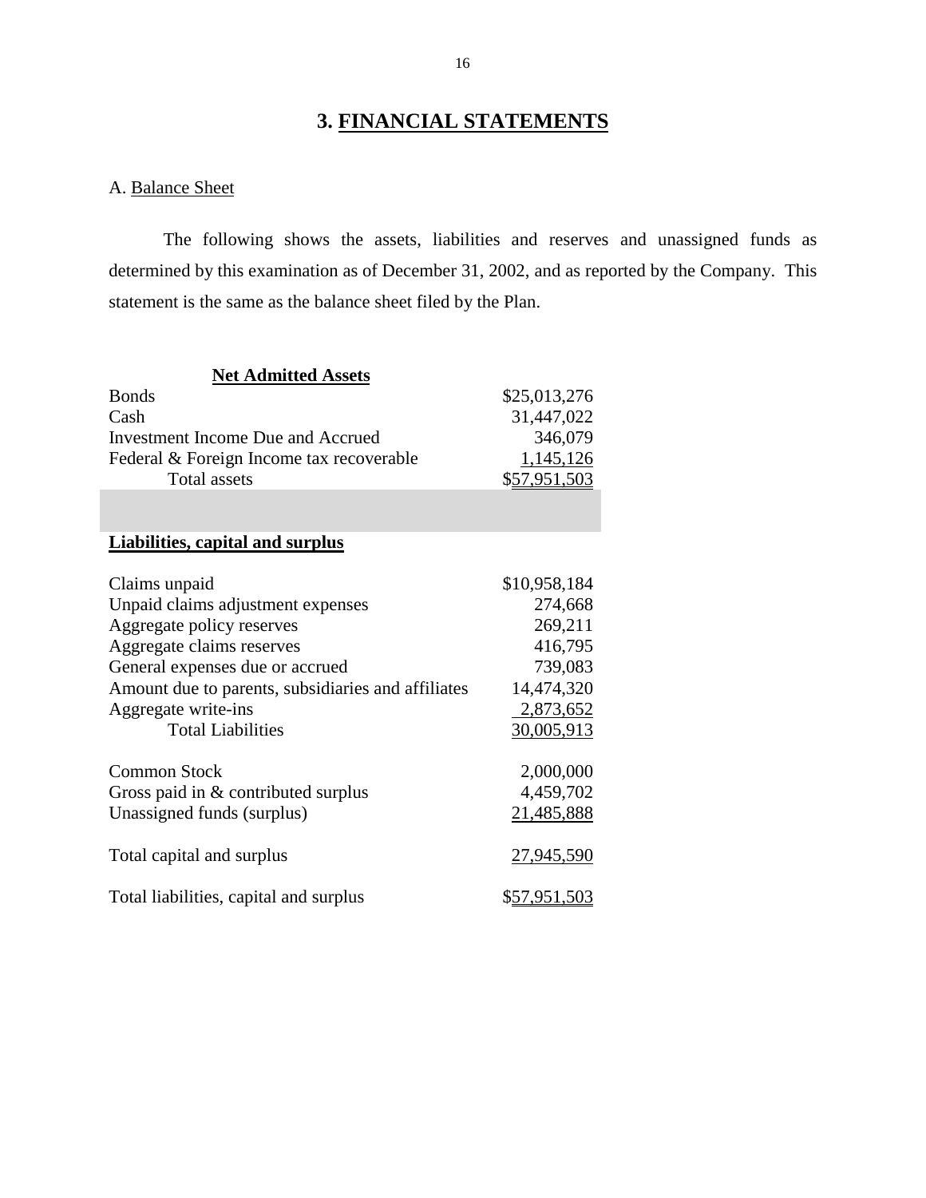# 3. FINANCIAL STATEMENTS

A. Balance Sheet

The following shows the assets, liabilities and reserves and unassigned funds as determined by this examination as of December 31, 2002, and as reported by the Company. This statement is the same as the balance sheet filed by the Plan.

| **Net Admitted Assets** | |
|---|---|
| Bonds | $25,013,276 |
| Cash | 31,447,022 |
| Investment Income Due and Accrued | 346,079 |
| Federal & Foreign Income tax recoverable | 1,145,126 |
| Total assets | $57,951,503 |

| **Liabilities, capital and surplus** | |
|---|---|
| Claims unpaid | $10,958,184 |
| Unpaid claims adjustment expenses | 274,668 |
| Aggregate policy reserves | 269,211 |
| Aggregate claims reserves | 416,795 |
| General expenses due or accrued | 739,083 |
| Amount due to parents, subsidiaries and affiliates | 14,474,320 |
| Aggregate write-ins | 2,873,652 |
| Total Liabilities | 30,005,913 |
| | |
| Common Stock | 2,000,000 |
| Gross paid in & contributed surplus | 4,459,702 |
| Unassigned funds (surplus) | 21,485,888 |
| | |
| Total capital and surplus | 27,945,590 |
| | |
| Total liabilities, capital and surplus | $57,951,503 |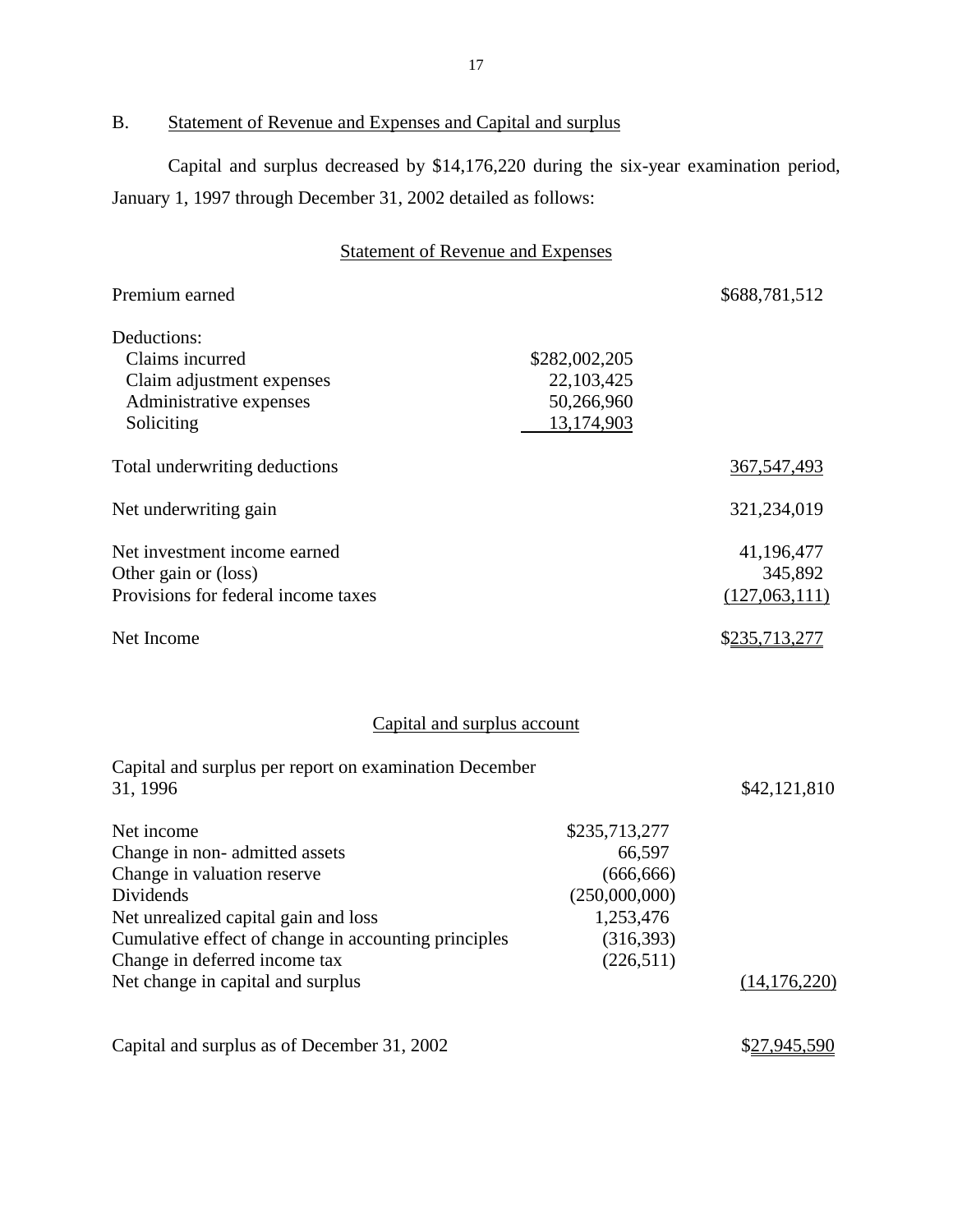## B. Statement of Revenue and Expenses and Capital and surplus

Capital and surplus decreased by $14,176,220 during the six-year examination period, January 1, 1997 through December 31, 2002 detailed as follows:

### Statement of Revenue and Expenses

| | | |
|---|---|---|
| Premium earned | | $688,781,512 |
| Deductions: | | |
| Claims incurred | $282,002,205 | |
| Claim adjustment expenses | 22,103,425 | |
| Administrative expenses | 50,266,960 | |
| Soliciting | 13,174,903 | |
| Total underwriting deductions | | 367,547,493 |
| Net underwriting gain | | 321,234,019 |
| Net investment income earned | | 41,196,477 |
| Other gain or (loss) | | 345,892 |
| Provisions for federal income taxes | | (127,063,111) |
| Net Income | | $235,713,277 |

### Capital and surplus account

| | | |
|---|---|---|
| Capital and surplus per report on examination December 31, 1996 | | $42,121,810 |
| Net income | $235,713,277 | |
| Change in non- admitted assets | 66,597 | |
| Change in valuation reserve | (666,666) | |
| Dividends | (250,000,000) | |
| Net unrealized capital gain and loss | 1,253,476 | |
| Cumulative effect of change in accounting principles | (316,393) | |
| Change in deferred income tax | (226,511) | |
| Net change in capital and surplus | | (14,176,220) |
| Capital and surplus as of December 31, 2002 | | $27,945,590 |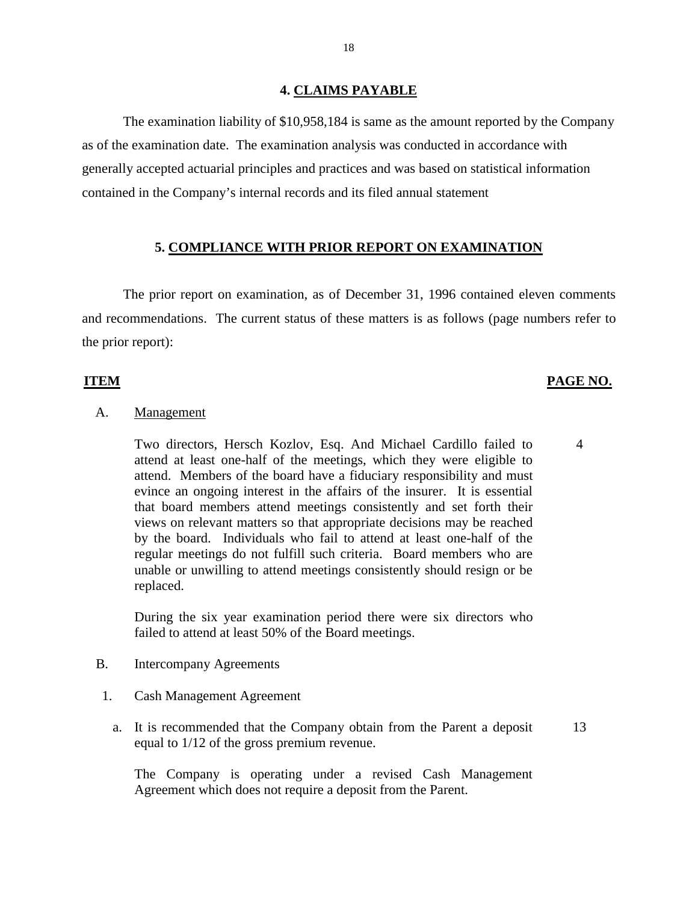## 4. CLAIMS PAYABLE

The examination liability of $10,958,184 is same as the amount reported by the Company as of the examination date. The examination analysis was conducted in accordance with generally accepted actuarial principles and practices and was based on statistical information contained in the Company's internal records and its filed annual statement

## 5. COMPLIANCE WITH PRIOR REPORT ON EXAMINATION

The prior report on examination, as of December 31, 1996 contained eleven comments and recommendations. The current status of these matters is as follows (page numbers refer to the prior report):

| ITEM | | PAGE NO. |
|---|---|---|
| A. | Management | |
| | Two directors, Hersch Kozlov, Esq. And Michael Cardillo failed to attend at least one-half of the meetings, which they were eligible to attend. Members of the board have a fiduciary responsibility and must evince an ongoing interest in the affairs of the insurer. It is essential that board members attend meetings consistently and set forth their views on relevant matters so that appropriate decisions may be reached by the board. Individuals who fail to attend at least one-half of the regular meetings do not fulfill such criteria. Board members who are unable or unwilling to attend meetings consistently should resign or be replaced. | 4 |
| | During the six year examination period there were six directors who failed to attend at least 50% of the Board meetings. | |
| B. | Intercompany Agreements | |
| 1. | Cash Management Agreement | |
| a. | It is recommended that the Company obtain from the Parent a deposit equal to 1/12 of the gross premium revenue. | 13 |
| | The Company is operating under a revised Cash Management Agreement which does not require a deposit from the Parent. | |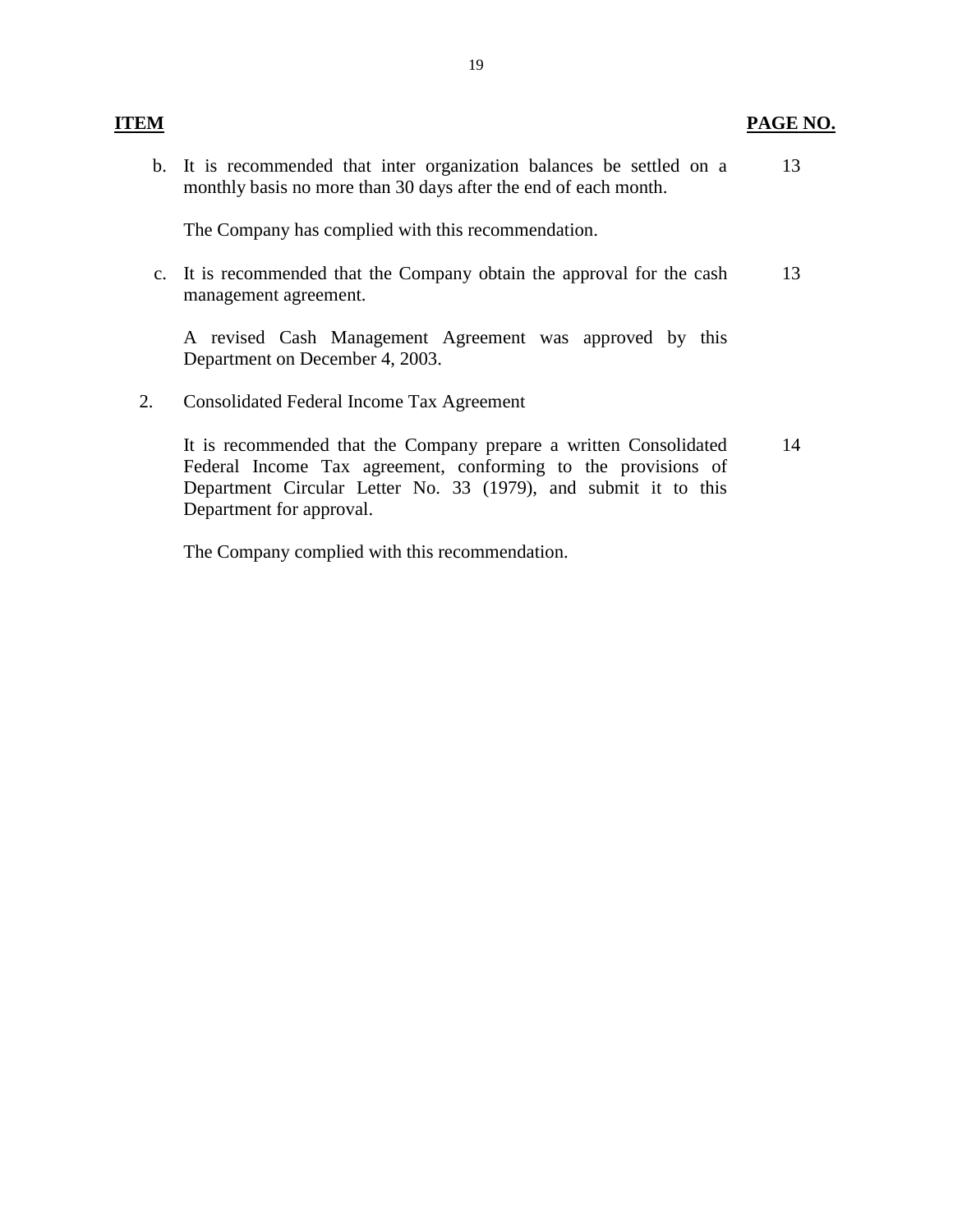| ITEM | | PAGE NO. |
|---|---|---|
| b. | It is recommended that inter organization balances be settled on a monthly basis no more than 30 days after the end of each month. | 13 |
| | The Company has complied with this recommendation. | |
| c. | It is recommended that the Company obtain the approval for the cash management agreement. | 13 |
| | A revised Cash Management Agreement was approved by this Department on December 4, 2003. | |
| 2. | Consolidated Federal Income Tax Agreement | |
| | It is recommended that the Company prepare a written Consolidated Federal Income Tax agreement, conforming to the provisions of Department Circular Letter No. 33 (1979), and submit it to this Department for approval. | 14 |
| | The Company complied with this recommendation. | |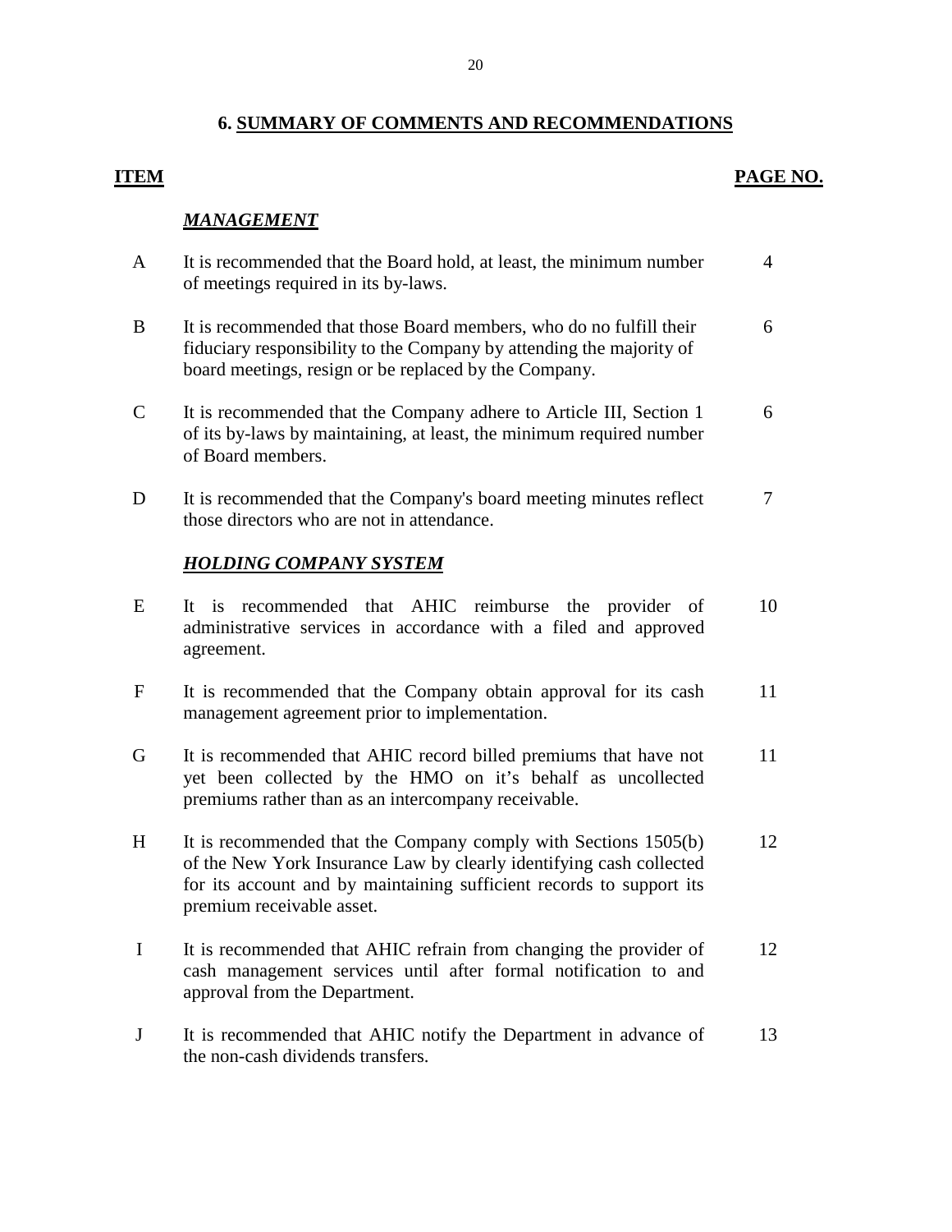## 6. SUMMARY OF COMMENTS AND RECOMMENDATIONS

| ITEM | | PAGE NO. |
|---|---|---|
| | ***MANAGEMENT*** | |
| A | It is recommended that the Board hold, at least, the minimum number of meetings required in its by-laws. | 4 |
| B | It is recommended that those Board members, who do no fulfill their fiduciary responsibility to the Company by attending the majority of board meetings, resign or be replaced by the Company. | 6 |
| C | It is recommended that the Company adhere to Article III, Section 1 of its by-laws by maintaining, at least, the minimum required number of Board members. | 6 |
| D | It is recommended that the Company's board meeting minutes reflect those directors who are not in attendance. | 7 |
| | ***HOLDING COMPANY SYSTEM*** | |
| E | It is recommended that AHIC reimburse the provider of administrative services in accordance with a filed and approved agreement. | 10 |
| F | It is recommended that the Company obtain approval for its cash management agreement prior to implementation. | 11 |
| G | It is recommended that AHIC record billed premiums that have not yet been collected by the HMO on it's behalf as uncollected premiums rather than as an intercompany receivable. | 11 |
| H | It is recommended that the Company comply with Sections 1505(b) of the New York Insurance Law by clearly identifying cash collected for its account and by maintaining sufficient records to support its premium receivable asset. | 12 |
| I | It is recommended that AHIC refrain from changing the provider of cash management services until after formal notification to and approval from the Department. | 12 |
| J | It is recommended that AHIC notify the Department in advance of the non-cash dividends transfers. | 13 |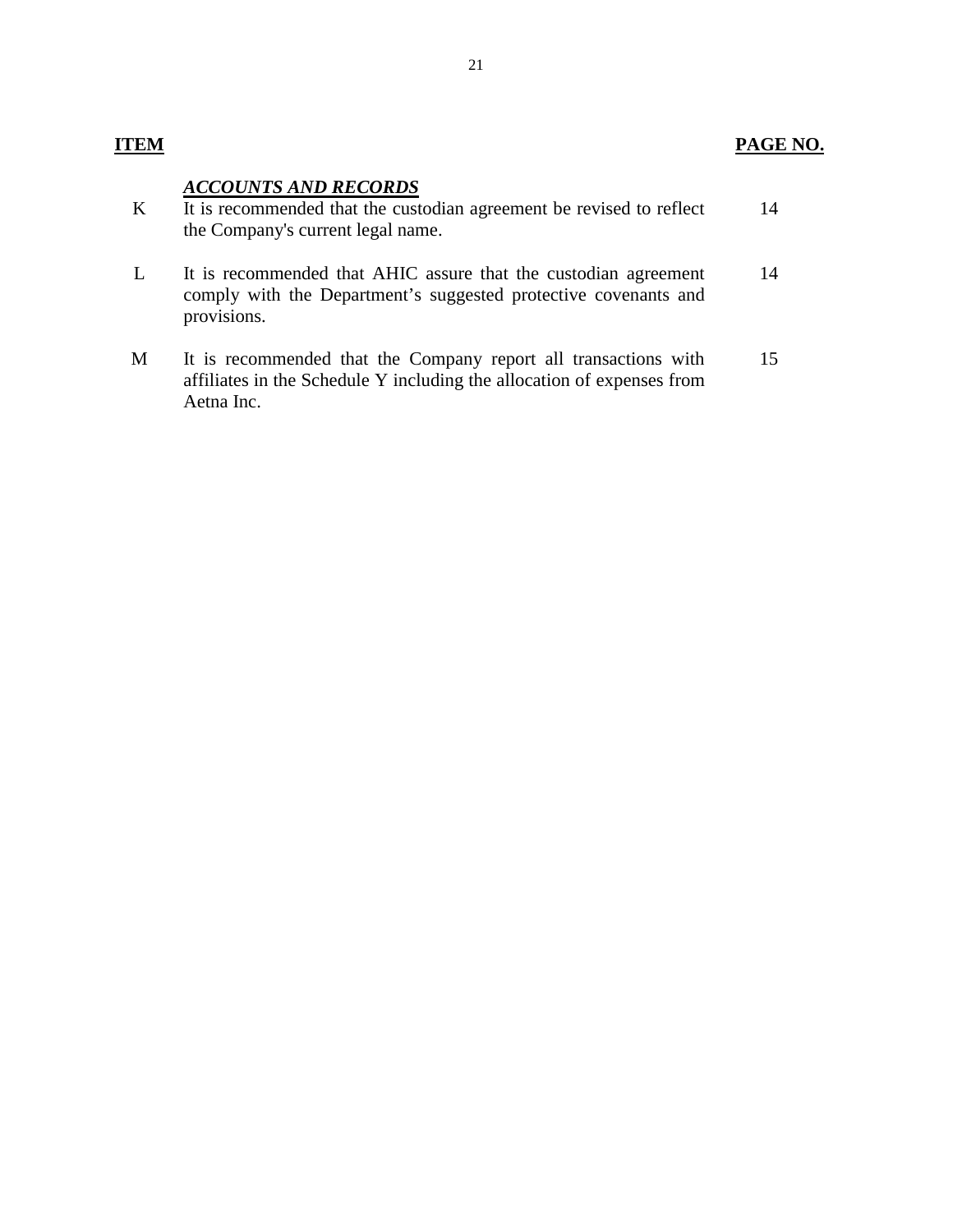| ITEM | | PAGE NO. |
|---|---|---|
| | ***ACCOUNTS AND RECORDS*** | |
| K | It is recommended that the custodian agreement be revised to reflect the Company's current legal name. | 14 |
| L | It is recommended that AHIC assure that the custodian agreement comply with the Department’s suggested protective covenants and provisions. | 14 |
| M | It is recommended that the Company report all transactions with affiliates in the Schedule Y including the allocation of expenses from Aetna Inc. | 15 |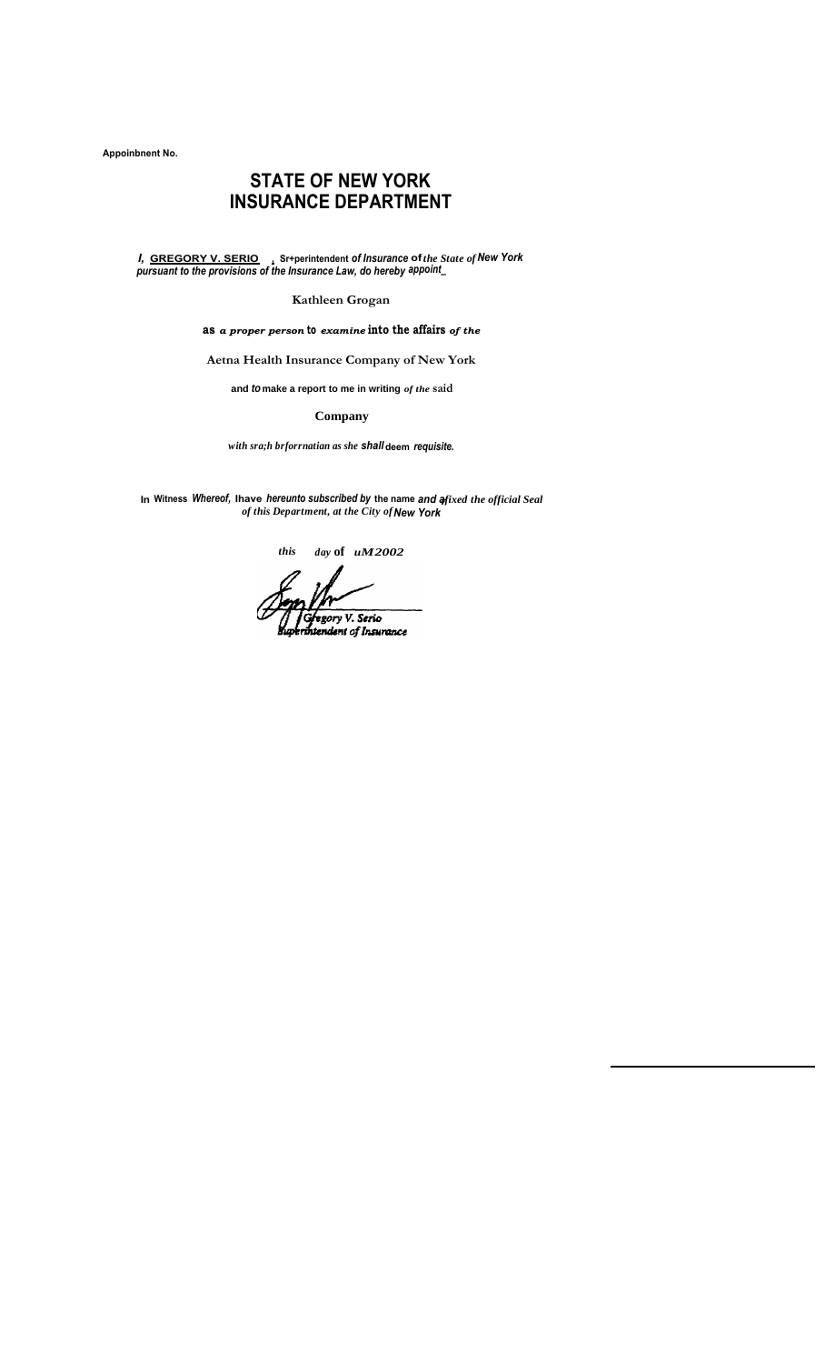Appoinbnent No.

# STATE OF NEW YORK
# INSURANCE DEPARTMENT

*I,* **GREGORY V. SERIO** , Sr+perintendent *of Insurance* of *the State of New York pursuant to the provisions of the Insurance Law, do hereby appoint_*

**Kathleen Grogan**

**as** *a proper person* **to** *examine* **into the affairs** *of the*

**Aetna Health Insurance Company of New York**

**and** *to* **make a report to me in writing** *of the* **said**

**Company**

*with sra;h brforrnatian as she shall* **deem** *requisite.*

In Witness *Whereof,* Ihave *hereunto subscribed by* the name *and afixed the official Seal of this Department, at the City of New York*

*this day* **of** *uM2002*

*Gregory V. Serio*
*Superintendent of Insurance*